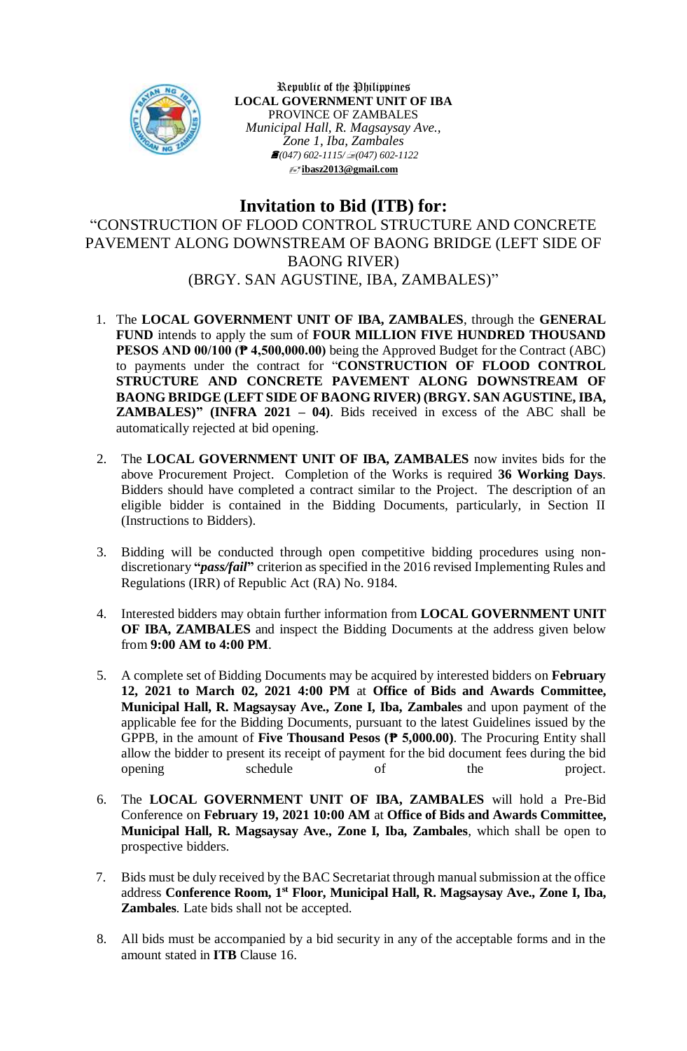Republic of the Philippines
**LOCAL GOVERNMENT UNIT OF IBA**
PROVINCE OF ZAMBALES
*Municipal Hall, R. Magsaysay Ave., Zone 1, Iba, Zambales*
*(047) 602-1115/ (047) 602-1122*
**ibasz2013@gmail.com**

# Invitation to Bid (ITB) for:

“CONSTRUCTION OF FLOOD CONTROL STRUCTURE AND CONCRETE PAVEMENT ALONG DOWNSTREAM OF BAONG BRIDGE (LEFT SIDE OF BAONG RIVER)
(BRGY. SAN AGUSTINE, IBA, ZAMBALES)”

1. The **LOCAL GOVERNMENT UNIT OF IBA, ZAMBALES**, through the **GENERAL FUND** intends to apply the sum of **FOUR MILLION FIVE HUNDRED THOUSAND PESOS AND 00/100 (₱ 4,500,000.00)** being the Approved Budget for the Contract (ABC) to payments under the contract for “**CONSTRUCTION OF FLOOD CONTROL STRUCTURE AND CONCRETE PAVEMENT ALONG DOWNSTREAM OF BAONG BRIDGE (LEFT SIDE OF BAONG RIVER) (BRGY. SAN AGUSTINE, IBA, ZAMBALES)” (INFRA 2021 – 04)**. Bids received in excess of the ABC shall be automatically rejected at bid opening.

2. The **LOCAL GOVERNMENT UNIT OF IBA, ZAMBALES** now invites bids for the above Procurement Project. Completion of the Works is required **36 Working Days**. Bidders should have completed a contract similar to the Project. The description of an eligible bidder is contained in the Bidding Documents, particularly, in Section II (Instructions to Bidders).

3. Bidding will be conducted through open competitive bidding procedures using non-discretionary **“*pass/fail*”** criterion as specified in the 2016 revised Implementing Rules and Regulations (IRR) of Republic Act (RA) No. 9184.

4. Interested bidders may obtain further information from **LOCAL GOVERNMENT UNIT OF IBA, ZAMBALES** and inspect the Bidding Documents at the address given below from **9:00 AM to 4:00 PM**.

5. A complete set of Bidding Documents may be acquired by interested bidders on **February 12, 2021 to March 02, 2021 4:00 PM** at **Office of Bids and Awards Committee, Municipal Hall, R. Magsaysay Ave., Zone I, Iba, Zambales** and upon payment of the applicable fee for the Bidding Documents, pursuant to the latest Guidelines issued by the GPPB, in the amount of **Five Thousand Pesos (₱ 5,000.00)**. The Procuring Entity shall allow the bidder to present its receipt of payment for the bid document fees during the bid opening schedule of the project.

6. The **LOCAL GOVERNMENT UNIT OF IBA, ZAMBALES** will hold a Pre-Bid Conference on **February 19, 2021 10:00 AM** at **Office of Bids and Awards Committee, Municipal Hall, R. Magsaysay Ave., Zone I, Iba, Zambales**, which shall be open to prospective bidders.

7. Bids must be duly received by the BAC Secretariat through manual submission at the office address **Conference Room, 1st Floor, Municipal Hall, R. Magsaysay Ave., Zone I, Iba, Zambales**. Late bids shall not be accepted.

8. All bids must be accompanied by a bid security in any of the acceptable forms and in the amount stated in **ITB** Clause 16.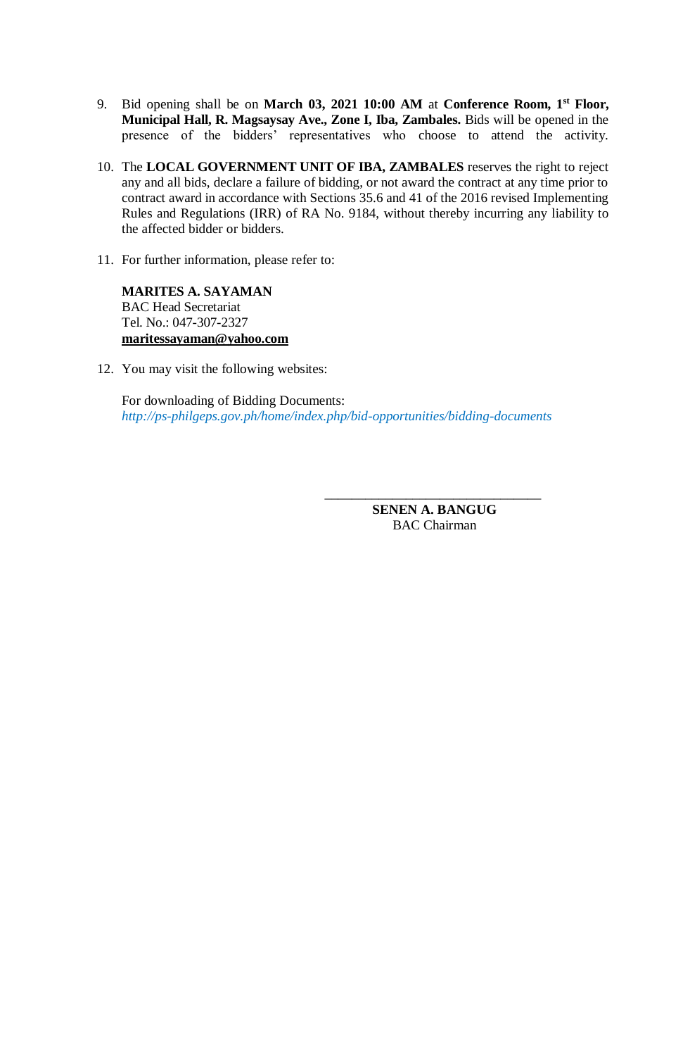9. Bid opening shall be on **March 03, 2021 10:00 AM** at **Conference Room, 1st Floor, Municipal Hall, R. Magsaysay Ave., Zone I, Iba, Zambales.** Bids will be opened in the presence of the bidders' representatives who choose to attend the activity.

10. The **LOCAL GOVERNMENT UNIT OF IBA, ZAMBALES** reserves the right to reject any and all bids, declare a failure of bidding, or not award the contract at any time prior to contract award in accordance with Sections 35.6 and 41 of the 2016 revised Implementing Rules and Regulations (IRR) of RA No. 9184, without thereby incurring any liability to the affected bidder or bidders.

11. For further information, please refer to:

    **MARITES A. SAYAMAN**
    BAC Head Secretariat
    Tel. No.: 047-307-2327
    **maritessayaman@yahoo.com**

12. You may visit the following websites:

    For downloading of Bidding Documents:
    *http://ps-philgeps.gov.ph/home/index.php/bid-opportunities/bidding-documents*

\_\_\_\_\_\_\_\_\_\_\_\_\_\_\_\_\_\_\_\_\_\_\_\_\_\_\_\_\_\_\_\_

**SENEN A. BANGUG**
BAC Chairman